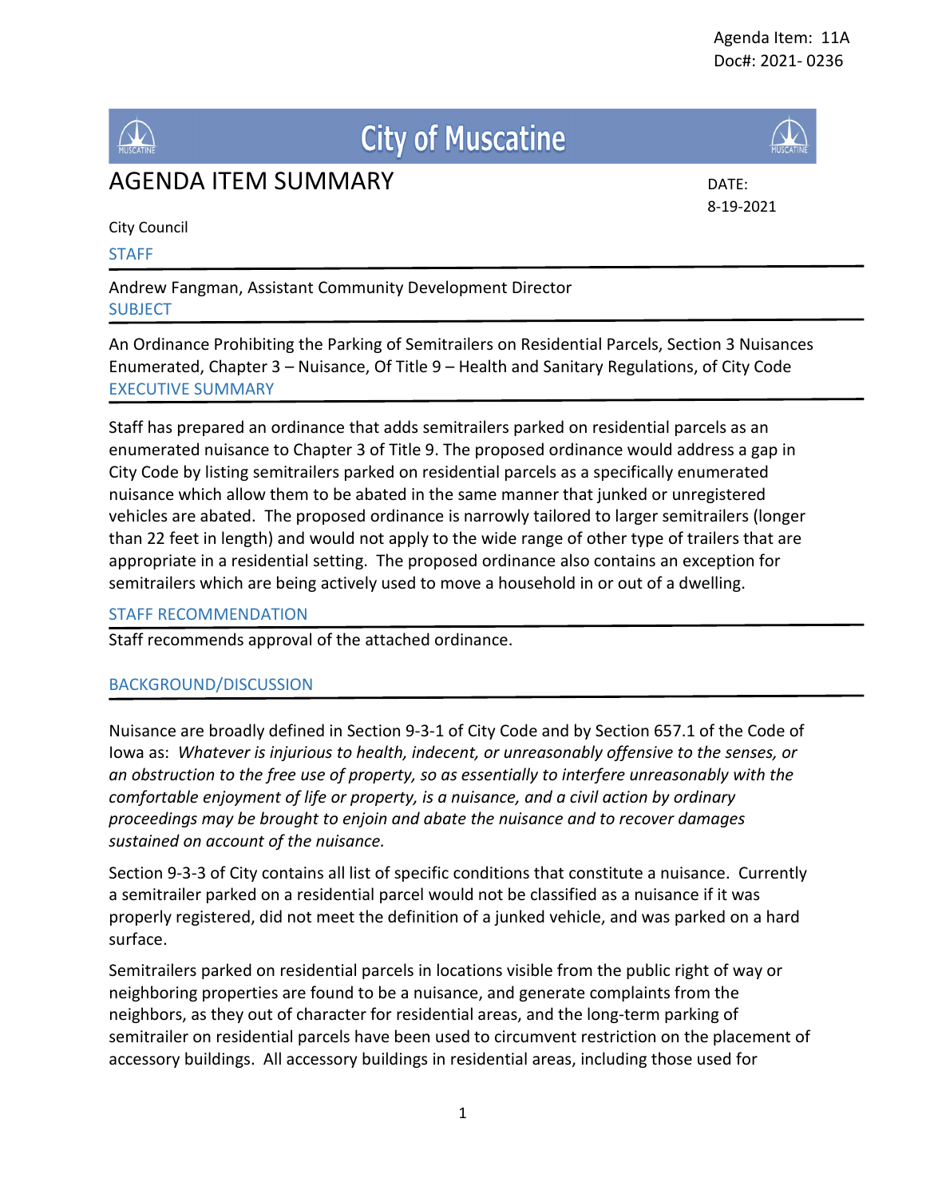Agenda Item: 11A
Doc#: 2021- 0236

# City of Muscatine

## AGENDA ITEM SUMMARY

DATE:
8-19-2021

City Council

### STAFF

Andrew Fangman, Assistant Community Development Director

### SUBJECT

An Ordinance Prohibiting the Parking of Semitrailers on Residential Parcels, Section 3 Nuisances Enumerated, Chapter 3 – Nuisance, Of Title 9 – Health and Sanitary Regulations, of City Code

### EXECUTIVE SUMMARY

Staff has prepared an ordinance that adds semitrailers parked on residential parcels as an enumerated nuisance to Chapter 3 of Title 9. The proposed ordinance would address a gap in City Code by listing semitrailers parked on residential parcels as a specifically enumerated nuisance which allow them to be abated in the same manner that junked or unregistered vehicles are abated. The proposed ordinance is narrowly tailored to larger semitrailers (longer than 22 feet in length) and would not apply to the wide range of other type of trailers that are appropriate in a residential setting. The proposed ordinance also contains an exception for semitrailers which are being actively used to move a household in or out of a dwelling.

### STAFF RECOMMENDATION

Staff recommends approval of the attached ordinance.

### BACKGROUND/DISCUSSION

Nuisance are broadly defined in Section 9-3-1 of City Code and by Section 657.1 of the Code of Iowa as: *Whatever is injurious to health, indecent, or unreasonably offensive to the senses, or an obstruction to the free use of property, so as essentially to interfere unreasonably with the comfortable enjoyment of life or property, is a nuisance, and a civil action by ordinary proceedings may be brought to enjoin and abate the nuisance and to recover damages sustained on account of the nuisance.*

Section 9-3-3 of City contains all list of specific conditions that constitute a nuisance. Currently a semitrailer parked on a residential parcel would not be classified as a nuisance if it was properly registered, did not meet the definition of a junked vehicle, and was parked on a hard surface.

Semitrailers parked on residential parcels in locations visible from the public right of way or neighboring properties are found to be a nuisance, and generate complaints from the neighbors, as they out of character for residential areas, and the long-term parking of semitrailer on residential parcels have been used to circumvent restriction on the placement of accessory buildings. All accessory buildings in residential areas, including those used for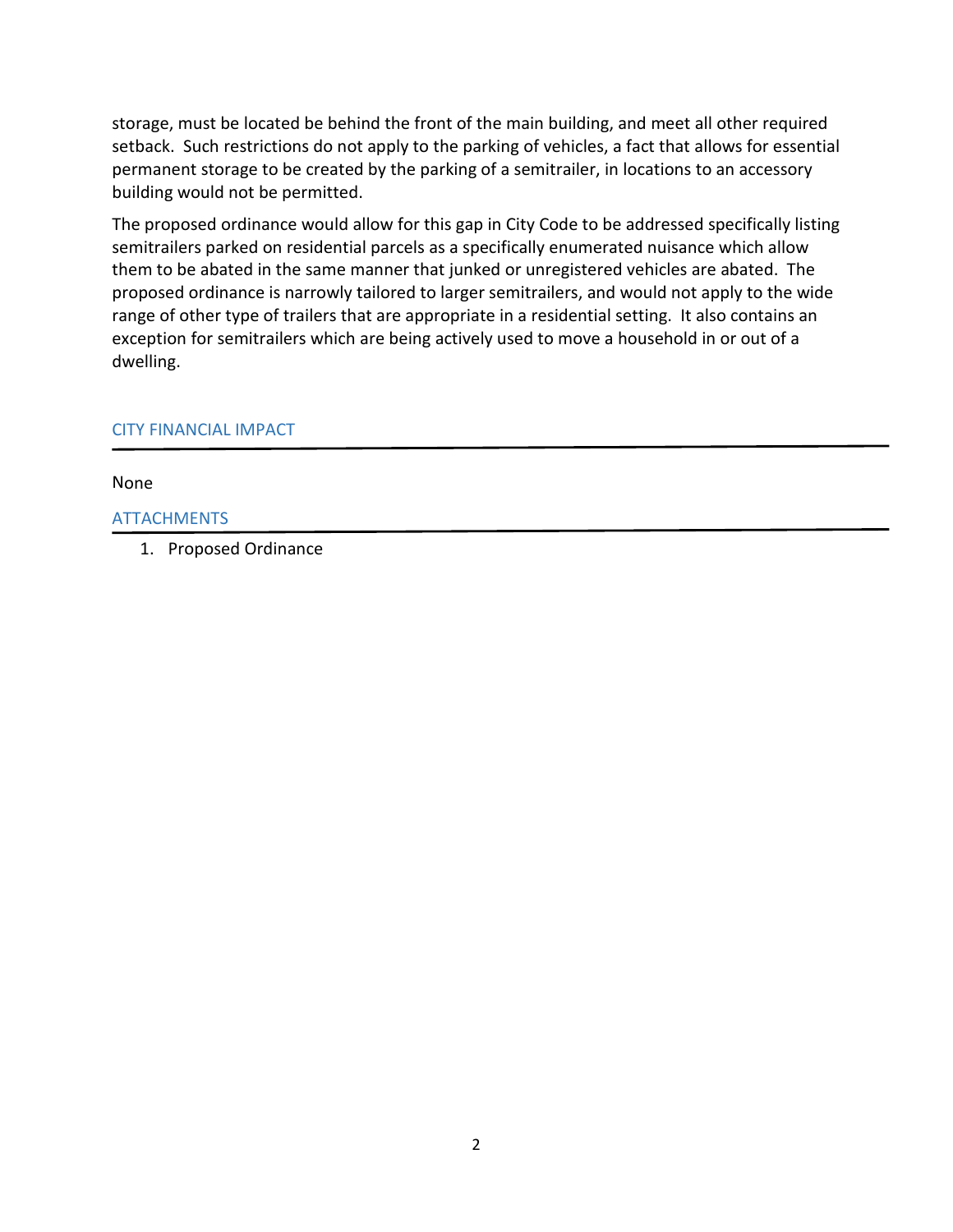storage, must be located be behind the front of the main building, and meet all other required setback. Such restrictions do not apply to the parking of vehicles, a fact that allows for essential permanent storage to be created by the parking of a semitrailer, in locations to an accessory building would not be permitted.

The proposed ordinance would allow for this gap in City Code to be addressed specifically listing semitrailers parked on residential parcels as a specifically enumerated nuisance which allow them to be abated in the same manner that junked or unregistered vehicles are abated. The proposed ordinance is narrowly tailored to larger semitrailers, and would not apply to the wide range of other type of trailers that are appropriate in a residential setting. It also contains an exception for semitrailers which are being actively used to move a household in or out of a dwelling.

## CITY FINANCIAL IMPACT

None

## ATTACHMENTS

1. Proposed Ordinance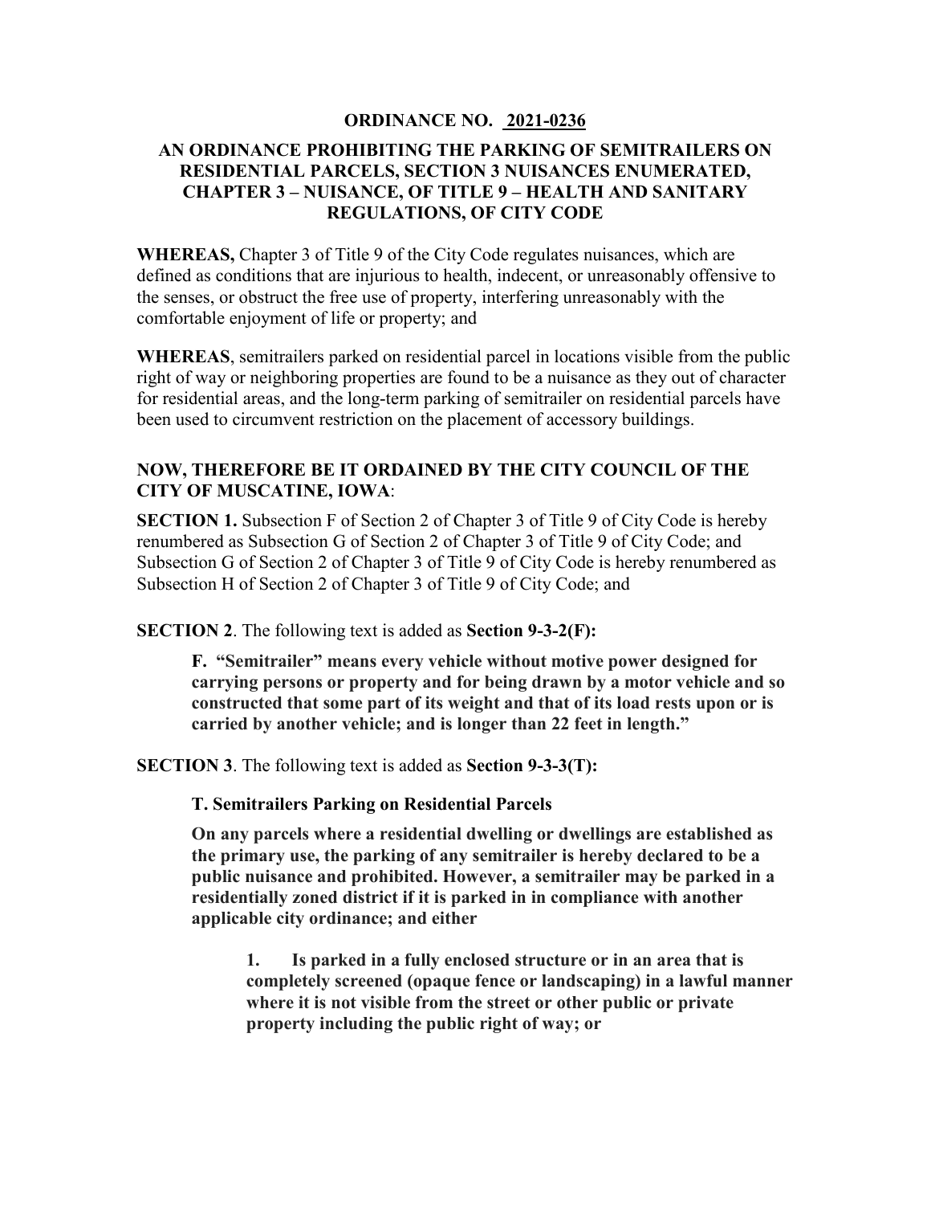**ORDINANCE NO. 2021-0236**

**AN ORDINANCE PROHIBITING THE PARKING OF SEMITRAILERS ON RESIDENTIAL PARCELS, SECTION 3 NUISANCES ENUMERATED, CHAPTER 3 – NUISANCE, OF TITLE 9 – HEALTH AND SANITARY REGULATIONS, OF CITY CODE**

**WHEREAS,** Chapter 3 of Title 9 of the City Code regulates nuisances, which are defined as conditions that are injurious to health, indecent, or unreasonably offensive to the senses, or obstruct the free use of property, interfering unreasonably with the comfortable enjoyment of life or property; and

**WHEREAS**, semitrailers parked on residential parcel in locations visible from the public right of way or neighboring properties are found to be a nuisance as they out of character for residential areas, and the long-term parking of semitrailer on residential parcels have been used to circumvent restriction on the placement of accessory buildings.

**NOW, THEREFORE BE IT ORDAINED BY THE CITY COUNCIL OF THE CITY OF MUSCATINE, IOWA**:

**SECTION 1.** Subsection F of Section 2 of Chapter 3 of Title 9 of City Code is hereby renumbered as Subsection G of Section 2 of Chapter 3 of Title 9 of City Code; and Subsection G of Section 2 of Chapter 3 of Title 9 of City Code is hereby renumbered as Subsection H of Section 2 of Chapter 3 of Title 9 of City Code; and

**SECTION 2**. The following text is added as **Section 9-3-2(F):**

> **F. "Semitrailer" means every vehicle without motive power designed for carrying persons or property and for being drawn by a motor vehicle and so constructed that some part of its weight and that of its load rests upon or is carried by another vehicle; and is longer than 22 feet in length."**

**SECTION 3**. The following text is added as **Section 9-3-3(T):**

> **T. Semitrailers Parking on Residential Parcels**
>
> **On any parcels where a residential dwelling or dwellings are established as the primary use, the parking of any semitrailer is hereby declared to be a public nuisance and prohibited. However, a semitrailer may be parked in a residentially zoned district if it is parked in in compliance with another applicable city ordinance; and either**
>
> > **1. Is parked in a fully enclosed structure or in an area that is completely screened (opaque fence or landscaping) in a lawful manner where it is not visible from the street or other public or private property including the public right of way; or**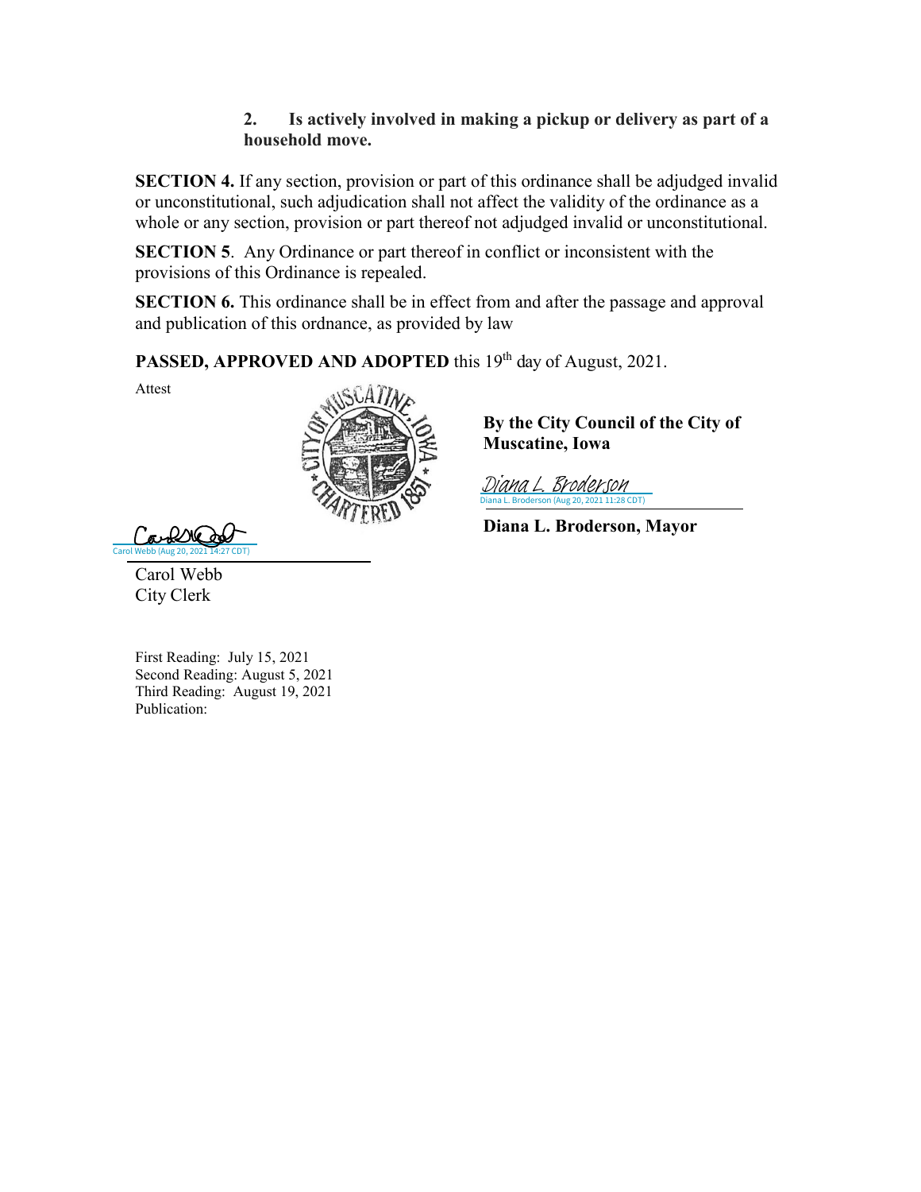**2. Is actively involved in making a pickup or delivery as part of a household move.**

**SECTION 4.** If any section, provision or part of this ordinance shall be adjudged invalid or unconstitutional, such adjudication shall not affect the validity of the ordinance as a whole or any section, provision or part thereof not adjudged invalid or unconstitutional.

**SECTION 5**. Any Ordinance or part thereof in conflict or inconsistent with the provisions of this Ordinance is repealed.

**SECTION 6.** This ordinance shall be in effect from and after the passage and approval and publication of this ordnance, as provided by law

**PASSED, APPROVED AND ADOPTED** this 19th day of August, 2021.

Attest

**By the City Council of the City of Muscatine, Iowa**

Diana L. Broderson
Diana L. Broderson (Aug 20, 2021 11:28 CDT)

**Diana L. Broderson, Mayor**

Carol Webb (Aug 20, 2021 14:27 CDT)

Carol Webb
City Clerk

First Reading: July 15, 2021
Second Reading: August 5, 2021
Third Reading: August 19, 2021
Publication: